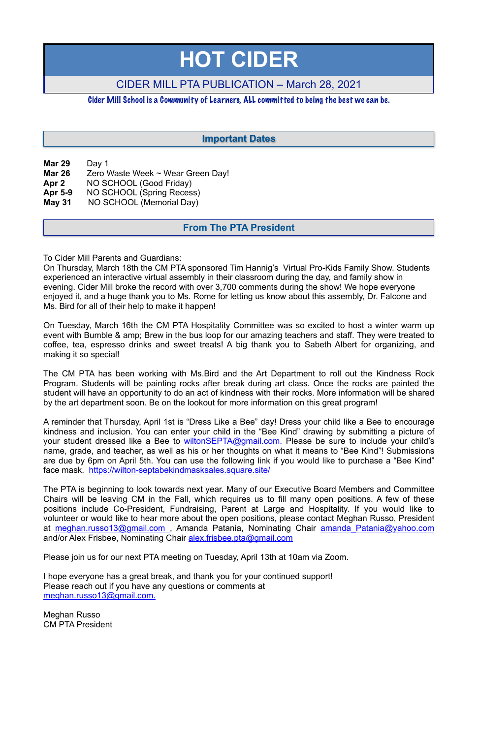# HOT CIDER

## CIDER MILL PTA PUBLICATION – March 28, 2021

*Cider Mill School is a Community of Learners, ALL committed to being the best we can be.*

## Important Dates

**Mar 29** Day 1
**Mar 26** Zero Waste Week ~ Wear Green Day!
**Apr 2** NO SCHOOL (Good Friday)
**Apr 5-9** NO SCHOOL (Spring Recess)
**May 31** NO SCHOOL (Memorial Day)

## From The PTA President

To Cider Mill Parents and Guardians:
On Thursday, March 18th the CM PTA sponsored Tim Hannig's Virtual Pro-Kids Family Show. Students experienced an interactive virtual assembly in their classroom during the day, and family show in evening. Cider Mill broke the record with over 3,700 comments during the show! We hope everyone enjoyed it, and a huge thank you to Ms. Rome for letting us know about this assembly, Dr. Falcone and Ms. Bird for all of their help to make it happen!

On Tuesday, March 16th the CM PTA Hospitality Committee was so excited to host a winter warm up event with Bumble & amp; Brew in the bus loop for our amazing teachers and staff. They were treated to coffee, tea, espresso drinks and sweet treats! A big thank you to Sabeth Albert for organizing, and making it so special!

The CM PTA has been working with Ms.Bird and the Art Department to roll out the Kindness Rock Program. Students will be painting rocks after break during art class. Once the rocks are painted the student will have an opportunity to do an act of kindness with their rocks. More information will be shared by the art department soon. Be on the lookout for more information on this great program!

A reminder that Thursday, April 1st is "Dress Like a Bee" day! Dress your child like a Bee to encourage kindness and inclusion. You can enter your child in the "Bee Kind" drawing by submitting a picture of your student dressed like a Bee to wiltonSEPTA@gmail.com. Please be sure to include your child's name, grade, and teacher, as well as his or her thoughts on what it means to "Bee Kind"! Submissions are due by 6pm on April 5th. You can use the following link if you would like to purchase a "Bee Kind" face mask. https://wilton-septabekindmasksales.square.site/

The PTA is beginning to look towards next year. Many of our Executive Board Members and Committee Chairs will be leaving CM in the Fall, which requires us to fill many open positions. A few of these positions include Co-President, Fundraising, Parent at Large and Hospitality. If you would like to volunteer or would like to hear more about the open positions, please contact Meghan Russo, President at meghan.russo13@gmail.com , Amanda Patania, Nominating Chair amanda_Patania@yahoo.com and/or Alex Frisbee, Nominating Chair alex.frisbee.pta@gmail.com

Please join us for our next PTA meeting on Tuesday, April 13th at 10am via Zoom.

I hope everyone has a great break, and thank you for your continued support!
Please reach out if you have any questions or comments at
meghan.russo13@gmail.com.

Meghan Russo
CM PTA President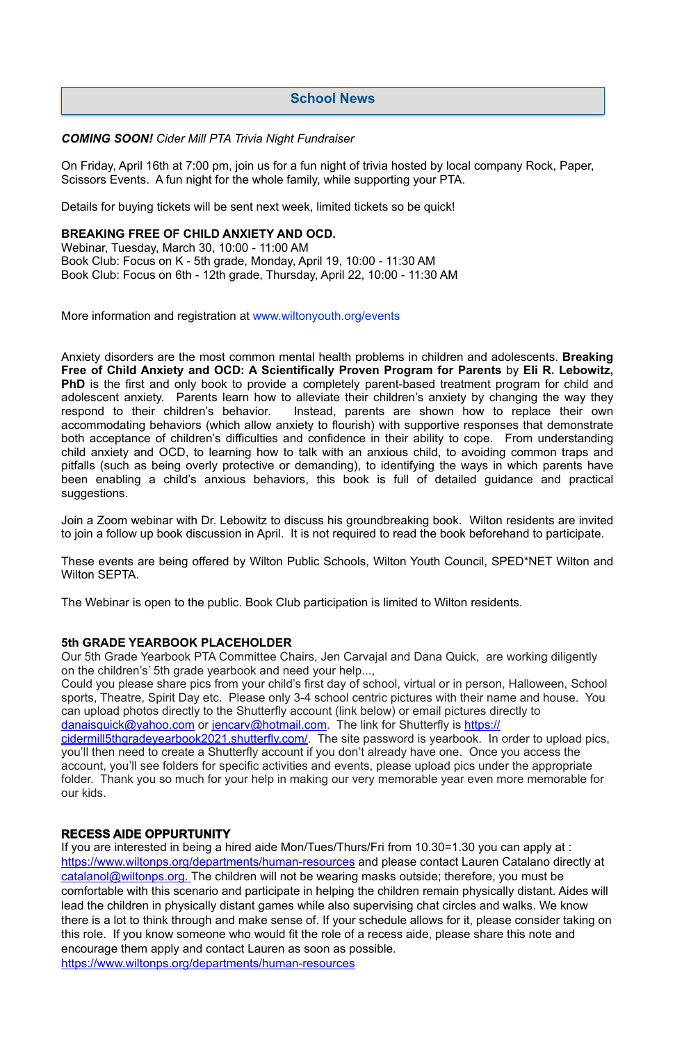## School News

***COMING SOON!*** *Cider Mill PTA Trivia Night Fundraiser*

On Friday, April 16th at 7:00 pm, join us for a fun night of trivia hosted by local company Rock, Paper, Scissors Events. A fun night for the whole family, while supporting your PTA.

Details for buying tickets will be sent next week, limited tickets so be quick!

**BREAKING FREE OF CHILD ANXIETY AND OCD.**
Webinar, Tuesday, March 30, 10:00 - 11:00 AM
Book Club: Focus on K - 5th grade, Monday, April 19, 10:00 - 11:30 AM
Book Club: Focus on 6th - 12th grade, Thursday, April 22, 10:00 - 11:30 AM

More information and registration at www.wiltonyouth.org/events

Anxiety disorders are the most common mental health problems in children and adolescents. **Breaking Free of Child Anxiety and OCD: A Scientifically Proven Program for Parents** by **Eli R. Lebowitz, PhD** is the first and only book to provide a completely parent-based treatment program for child and adolescent anxiety. Parents learn how to alleviate their children's anxiety by changing the way they respond to their children's behavior. Instead, parents are shown how to replace their own accommodating behaviors (which allow anxiety to flourish) with supportive responses that demonstrate both acceptance of children's difficulties and confidence in their ability to cope. From understanding child anxiety and OCD, to learning how to talk with an anxious child, to avoiding common traps and pitfalls (such as being overly protective or demanding), to identifying the ways in which parents have been enabling a child's anxious behaviors, this book is full of detailed guidance and practical suggestions.

Join a Zoom webinar with Dr. Lebowitz to discuss his groundbreaking book. Wilton residents are invited to join a follow up book discussion in April. It is not required to read the book beforehand to participate.

These events are being offered by Wilton Public Schools, Wilton Youth Council, SPED*NET Wilton and Wilton SEPTA.

The Webinar is open to the public. Book Club participation is limited to Wilton residents.

**5th GRADE YEARBOOK PLACEHOLDER**
Our 5th Grade Yearbook PTA Committee Chairs, Jen Carvajal and Dana Quick, are working diligently on the children's' 5th grade yearbook and need your help...,
Could you please share pics from your child's first day of school, virtual or in person, Halloween, School sports, Theatre, Spirit Day etc. Please only 3-4 school centric pictures with their name and house. You can upload photos directly to the Shutterfly account (link below) or email pictures directly to danaisquick@yahoo.com or jencarv@hotmail.com. The link for Shutterfly is https://cidermill5thgradeyearbook2021.shutterfly.com/. The site password is yearbook. In order to upload pics, you'll then need to create a Shutterfly account if you don't already have one. Once you access the account, you'll see folders for specific activities and events, please upload pics under the appropriate folder. Thank you so much for your help in making our very memorable year even more memorable for our kids.

**RECESS AIDE OPPURTUNITY**
If you are interested in being a hired aide Mon/Tues/Thurs/Fri from 10.30=1.30 you can apply at : https://www.wiltonps.org/departments/human-resources and please contact Lauren Catalano directly at catalanol@wiltonps.org. The children will not be wearing masks outside; therefore, you must be comfortable with this scenario and participate in helping the children remain physically distant. Aides will lead the children in physically distant games while also supervising chat circles and walks. We know there is a lot to think through and make sense of. If your schedule allows for it, please consider taking on this role. If you know someone who would fit the role of a recess aide, please share this note and encourage them apply and contact Lauren as soon as possible.
https://www.wiltonps.org/departments/human-resources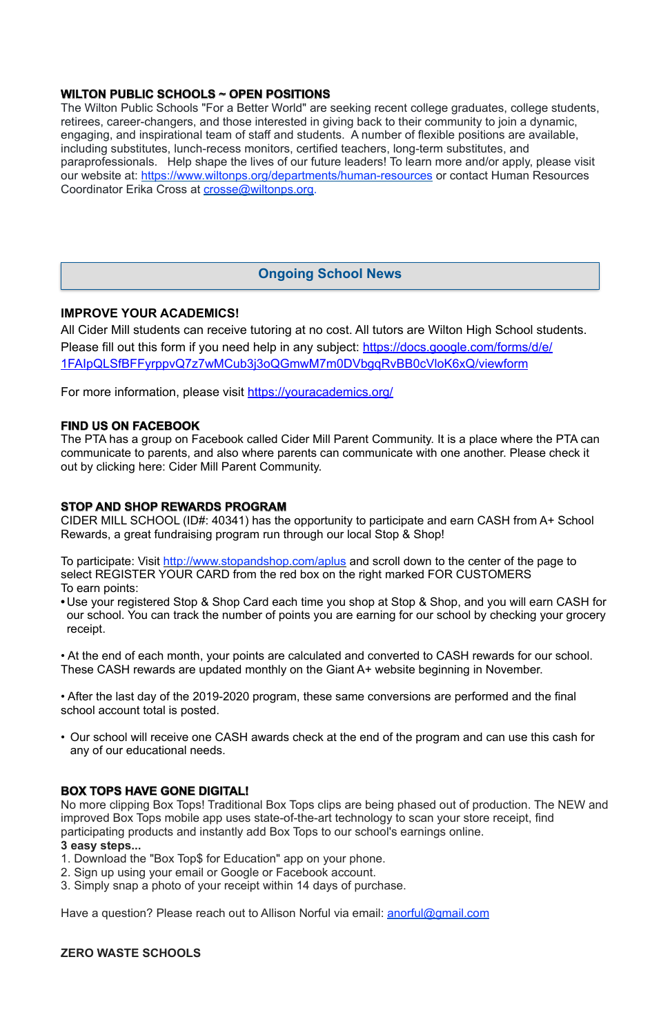## WILTON PUBLIC SCHOOLS ~ OPEN POSITIONS

The Wilton Public Schools "For a Better World" are seeking recent college graduates, college students, retirees, career-changers, and those interested in giving back to their community to join a dynamic, engaging, and inspirational team of staff and students. A number of flexible positions are available, including substitutes, lunch-recess monitors, certified teachers, long-term substitutes, and paraprofessionals. Help shape the lives of our future leaders! To learn more and/or apply, please visit our website at: https://www.wiltonps.org/departments/human-resources or contact Human Resources Coordinator Erika Cross at crosse@wiltonps.org.

# Ongoing School News

## IMPROVE YOUR ACADEMICS!

All Cider Mill students can receive tutoring at no cost. All tutors are Wilton High School students. Please fill out this form if you need help in any subject: https://docs.google.com/forms/d/e/1FAIpQLSfBFFyrppvQ7z7wMCub3j3oQGmwM7m0DVbgqRvBB0cVloK6xQ/viewform

For more information, please visit https://youracademics.org/

## FIND US ON FACEBOOK

The PTA has a group on Facebook called Cider Mill Parent Community. It is a place where the PTA can communicate to parents, and also where parents can communicate with one another. Please check it out by clicking here: Cider Mill Parent Community.

## STOP AND SHOP REWARDS PROGRAM

CIDER MILL SCHOOL (ID#: 40341) has the opportunity to participate and earn CASH from A+ School Rewards, a great fundraising program run through our local Stop & Shop!

To participate: Visit http://www.stopandshop.com/aplus and scroll down to the center of the page to select REGISTER YOUR CARD from the red box on the right marked FOR CUSTOMERS

To earn points:

- Use your registered Stop & Shop Card each time you shop at Stop & Shop, and you will earn CASH for our school. You can track the number of points you are earning for our school by checking your grocery receipt.

- At the end of each month, your points are calculated and converted to CASH rewards for our school. These CASH rewards are updated monthly on the Giant A+ website beginning in November.

- After the last day of the 2019-2020 program, these same conversions are performed and the final school account total is posted.

- Our school will receive one CASH awards check at the end of the program and can use this cash for any of our educational needs.

## BOX TOPS HAVE GONE DIGITAL!

No more clipping Box Tops! Traditional Box Tops clips are being phased out of production. The NEW and improved Box Tops mobile app uses state-of-the-art technology to scan your store receipt, find participating products and instantly add Box Tops to our school's earnings online.

**3 easy steps...**

1. Download the "Box Top$ for Education" app on your phone.
2. Sign up using your email or Google or Facebook account.
3. Simply snap a photo of your receipt within 14 days of purchase.

Have a question? Please reach out to Allison Norful via email: anorful@gmail.com

## ZERO WASTE SCHOOLS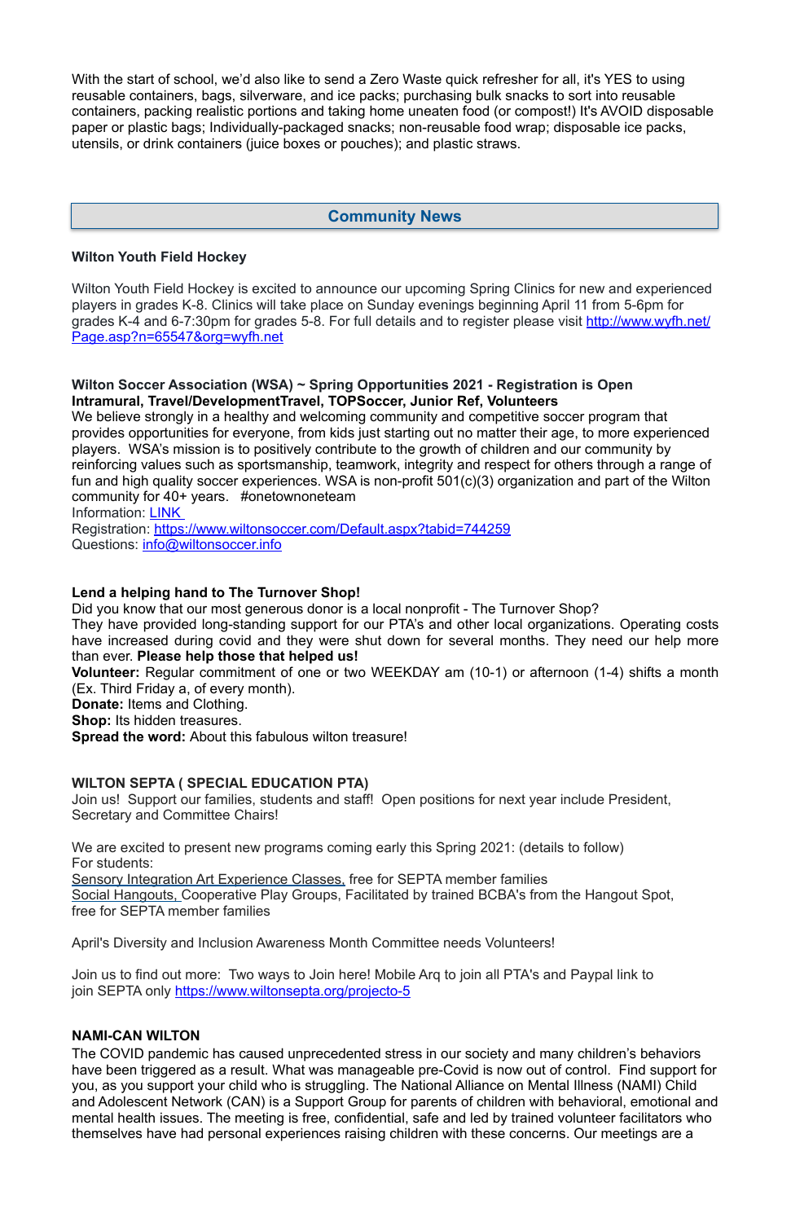With the start of school, we'd also like to send a Zero Waste quick refresher for all, it's YES to using reusable containers, bags, silverware, and ice packs; purchasing bulk snacks to sort into reusable containers, packing realistic portions and taking home uneaten food (or compost!) It's AVOID disposable paper or plastic bags; Individually-packaged snacks; non-reusable food wrap; disposable ice packs, utensils, or drink containers (juice boxes or pouches); and plastic straws.

## Community News

**Wilton Youth Field Hockey**

Wilton Youth Field Hockey is excited to announce our upcoming Spring Clinics for new and experienced players in grades K-8. Clinics will take place on Sunday evenings beginning April 11 from 5-6pm for grades K-4 and 6-7:30pm for grades 5-8. For full details and to register please visit [http://www.wyfh.net/Page.asp?n=65547&org=wyfh.net](http://www.wyfh.net/Page.asp?n=65547&org=wyfh.net)

**Wilton Soccer Association (WSA) ~ Spring Opportunities 2021 - Registration is Open**
**Intramural, Travel/DevelopmentTravel, TOPSoccer, Junior Ref, Volunteers**
We believe strongly in a healthy and welcoming community and competitive soccer program that provides opportunities for everyone, from kids just starting out no matter their age, to more experienced players. WSA's mission is to positively contribute to the growth of children and our community by reinforcing values such as sportsmanship, teamwork, integrity and respect for others through a range of fun and high quality soccer experiences. WSA is non-profit 501(c)(3) organization and part of the Wilton community for 40+ years. #onetownoneteam
Information: LINK
Registration: [https://www.wiltonsoccer.com/Default.aspx?tabid=744259](https://www.wiltonsoccer.com/Default.aspx?tabid=744259)
Questions: [info@wiltonsoccer.info](mailto:info@wiltonsoccer.info)

**Lend a helping hand to The Turnover Shop!**
Did you know that our most generous donor is a local nonprofit - The Turnover Shop?
They have provided long-standing support for our PTA's and other local organizations. Operating costs have increased during covid and they were shut down for several months. They need our help more than ever. **Please help those that helped us!**
**Volunteer:** Regular commitment of one or two WEEKDAY am (10-1) or afternoon (1-4) shifts a month (Ex. Third Friday a, of every month).
**Donate:** Items and Clothing.
**Shop:** Its hidden treasures.
**Spread the word:** About this fabulous wilton treasure!

**WILTON SEPTA ( SPECIAL EDUCATION PTA)**
Join us! Support our families, students and staff! Open positions for next year include President, Secretary and Committee Chairs!

We are excited to present new programs coming early this Spring 2021: (details to follow)
For students:
Sensory Integration Art Experience Classes, free for SEPTA member families
Social Hangouts, Cooperative Play Groups, Facilitated by trained BCBA's from the Hangout Spot, free for SEPTA member families

April's Diversity and Inclusion Awareness Month Committee needs Volunteers!

Join us to find out more: Two ways to Join here! Mobile Arq to join all PTA's and Paypal link to join SEPTA only [https://www.wiltonsepta.org/projecto-5](https://www.wiltonsepta.org/projecto-5)

**NAMI-CAN WILTON**
The COVID pandemic has caused unprecedented stress in our society and many children's behaviors have been triggered as a result. What was manageable pre-Covid is now out of control. Find support for you, as you support your child who is struggling. The National Alliance on Mental Illness (NAMI) Child and Adolescent Network (CAN) is a Support Group for parents of children with behavioral, emotional and mental health issues. The meeting is free, confidential, safe and led by trained volunteer facilitators who themselves have had personal experiences raising children with these concerns. Our meetings are a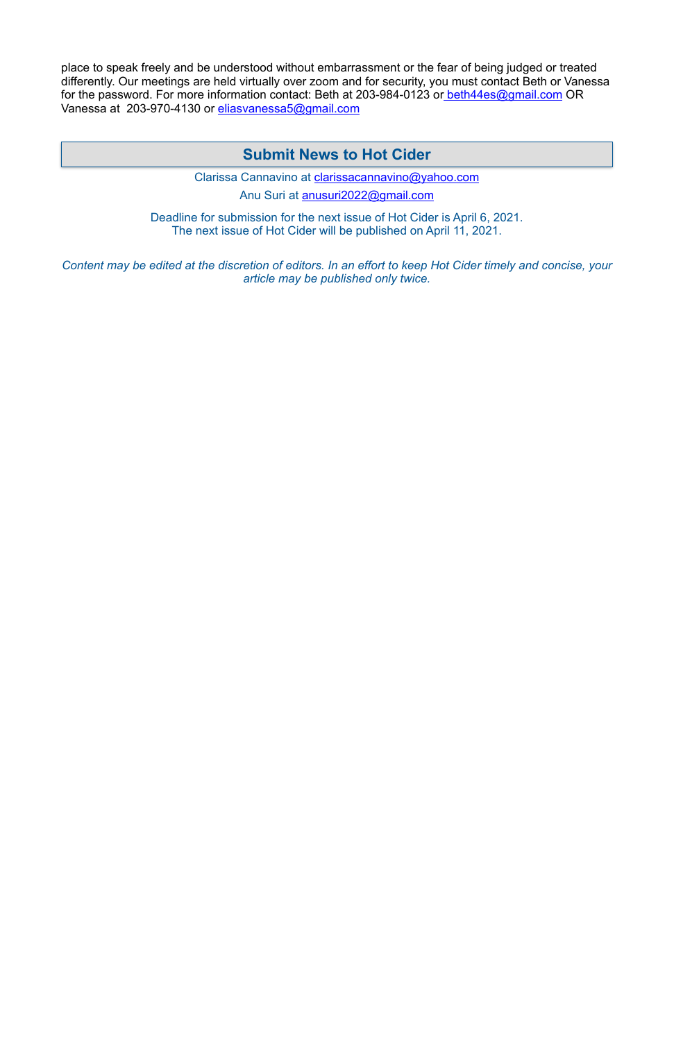place to speak freely and be understood without embarrassment or the fear of being judged or treated differently. Our meetings are held virtually over zoom and for security, you must contact Beth or Vanessa for the password. For more information contact: Beth at 203-984-0123 or beth44es@gmail.com OR Vanessa at 203-970-4130 or eliasvanessa5@gmail.com

## Submit News to Hot Cider

Clarissa Cannavino at clarissacannavino@yahoo.com

Anu Suri at anusuri2022@gmail.com

Deadline for submission for the next issue of Hot Cider is April 6, 2021.
The next issue of Hot Cider will be published on April 11, 2021.

*Content may be edited at the discretion of editors. In an effort to keep Hot Cider timely and concise, your article may be published only twice.*